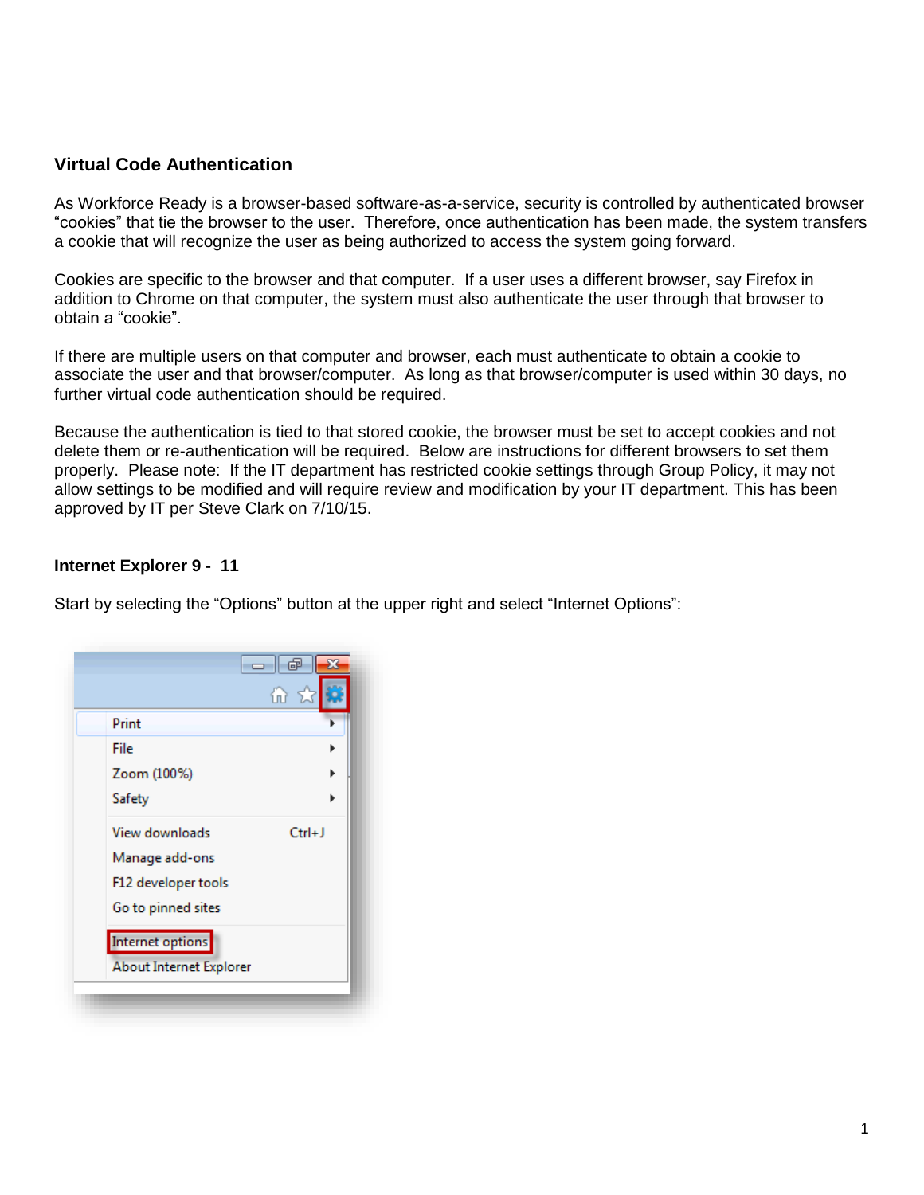### Virtual Code Authentication

As Workforce Ready is a browser-based software-as-a-service, security is controlled by authenticated browser “cookies” that tie the browser to the user. Therefore, once authentication has been made, the system transfers a cookie that will recognize the user as being authorized to access the system going forward.

Cookies are specific to the browser and that computer. If a user uses a different browser, say Firefox in addition to Chrome on that computer, the system must also authenticate the user through that browser to obtain a “cookie”.

If there are multiple users on that computer and browser, each must authenticate to obtain a cookie to associate the user and that browser/computer. As long as that browser/computer is used within 30 days, no further virtual code authentication should be required.

Because the authentication is tied to that stored cookie, the browser must be set to accept cookies and not delete them or re-authentication will be required. Below are instructions for different browsers to set them properly. Please note: If the IT department has restricted cookie settings through Group Policy, it may not allow settings to be modified and will require review and modification by your IT department. This has been approved by IT per Steve Clark on 7/10/15.

**Internet Explorer 9 - 11**

Start by selecting the “Options” button at the upper right and select “Internet Options”: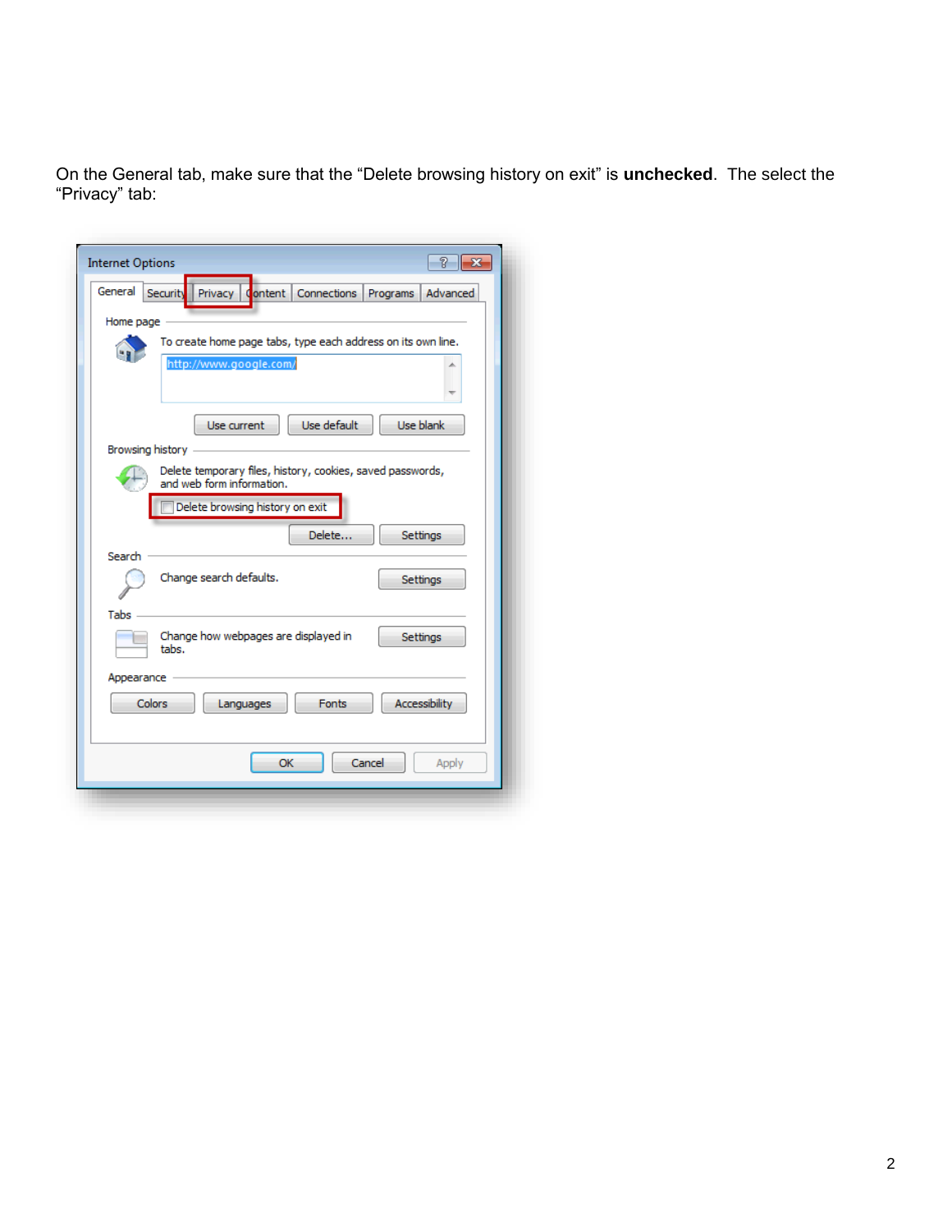On the General tab, make sure that the “Delete browsing history on exit” is **unchecked**. The select the “Privacy” tab: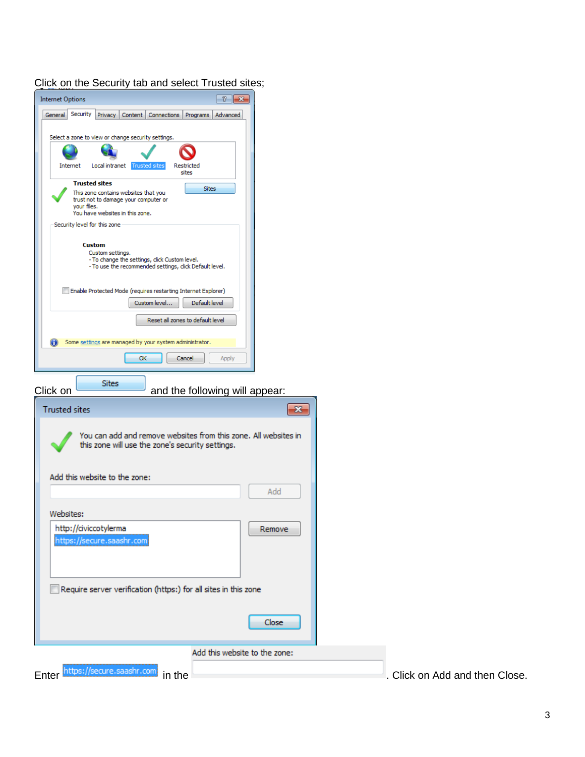Click on the Security tab and select Trusted sites;

Click on Sites and the following will appear:

Enter https://secure.saashr.com in the Add this website to the zone: . Click on Add and then Close.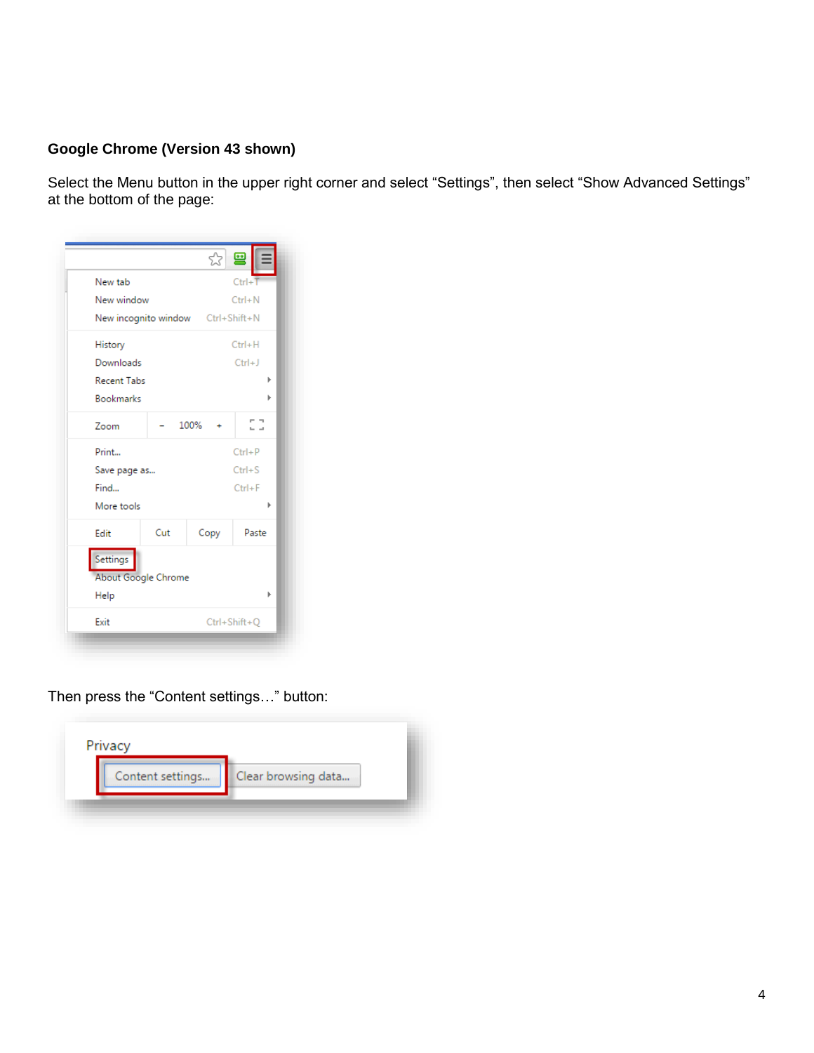**Google Chrome (Version 43 shown)**

Select the Menu button in the upper right corner and select “Settings”, then select “Show Advanced Settings” at the bottom of the page:

Then press the “Content settings…” button: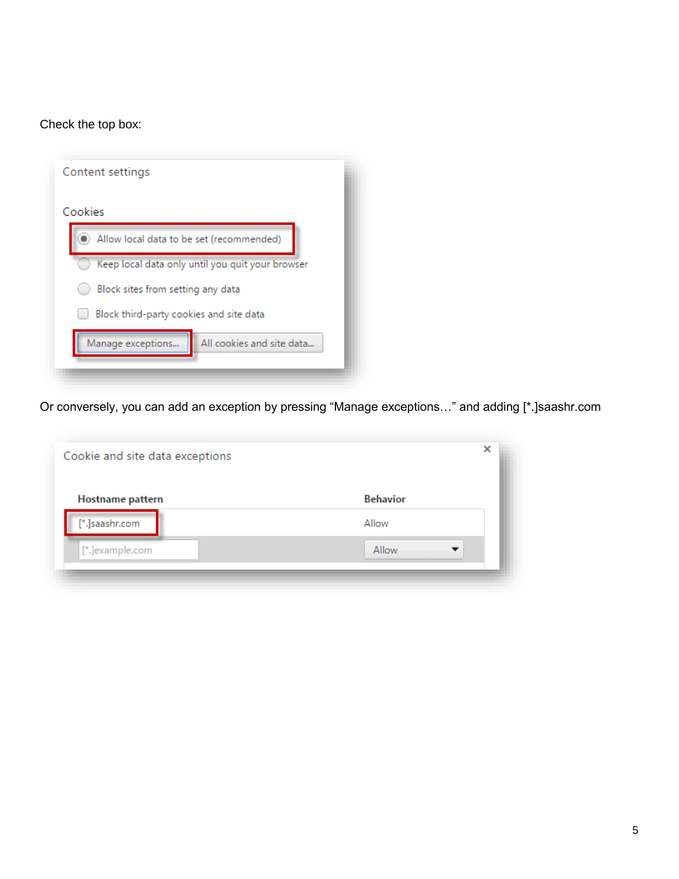Check the top box:

Content settings

Cookies

Allow local data to be set (recommended)

Keep local data only until you quit your browser

Block sites from setting any data

Block third-party cookies and site data

Manage exceptions... All cookies and site data...

Or conversely, you can add an exception by pressing “Manage exceptions…” and adding [*.]saashr.com

Cookie and site data exceptions

| Hostname pattern | Behavior |
| --- | --- |
| [*.]saashr.com | Allow |
| [*.]example.com | Allow |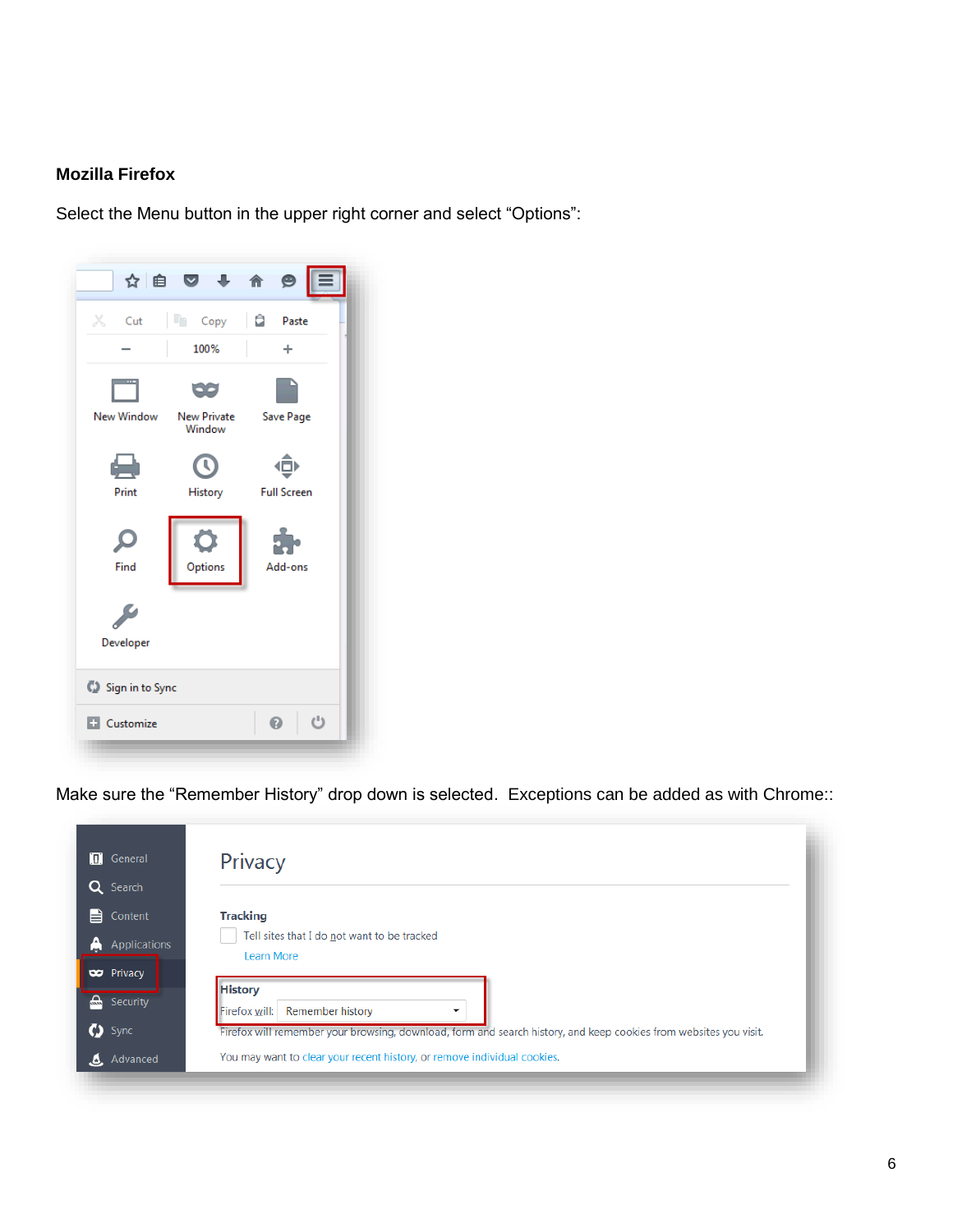**Mozilla Firefox**

Select the Menu button in the upper right corner and select “Options”:

Make sure the “Remember History” drop down is selected.  Exceptions can be added as with Chrome::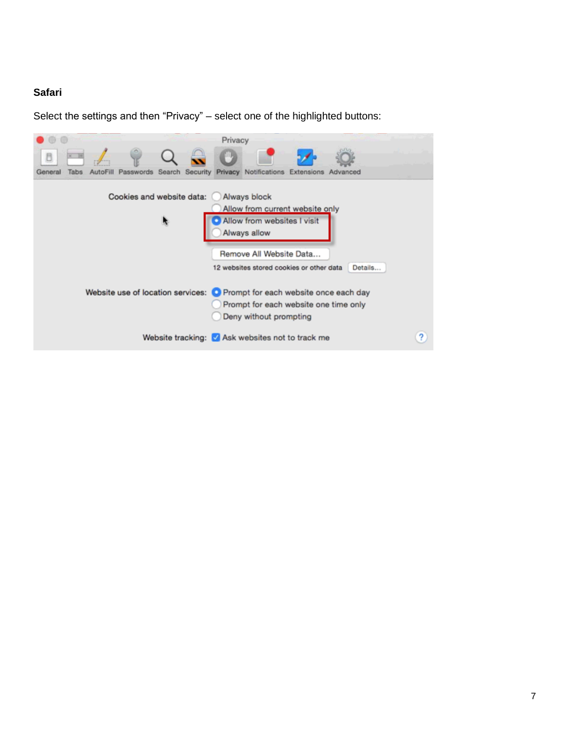## Safari

Select the settings and then “Privacy” – select one of the highlighted buttons: